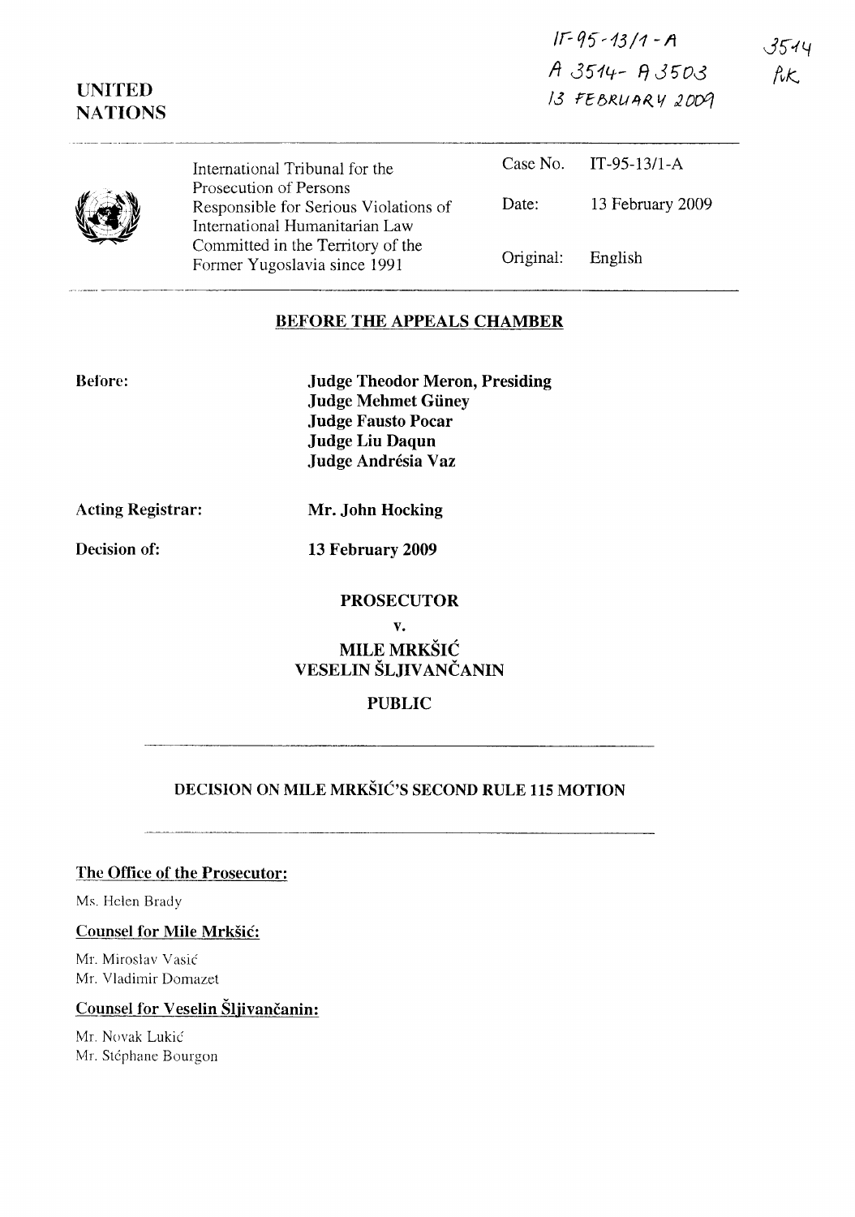IT-95-13/1-A
A 3514 - A 3503
13 FEBRUARY 2009

3514
RK

UNITED
NATIONS

| International Tribunal for the Prosecution of Persons Responsible for Serious Violations of International Humanitarian Law Committed in the Territory of the Former Yugoslavia since 1991 | Case No. | IT-95-13/1-A |
|---|---|---|
| | Date: | 13 February 2009 |
| | Original: | English |

## BEFORE THE APPEALS CHAMBER

**Before:**

**Judge Theodor Meron, Presiding**
**Judge Mehmet Güney**
**Judge Fausto Pocar**
**Judge Liu Daqun**
**Judge Andrésia Vaz**

**Acting Registrar:** **Mr. John Hocking**

**Decision of:** **13 February 2009**

**PROSECUTOR**

**v.**

**MILE MRKŠIĆ**
**VESELIN ŠLJIVANČANIN**

**PUBLIC**

## DECISION ON MILE MRKŠIĆ'S SECOND RULE 115 MOTION

**The Office of the Prosecutor:**

Ms. Helen Brady

**Counsel for Mile Mrkšić:**

Mr. Miroslav Vasić
Mr. Vladimir Domazet

**Counsel for Veselin Šljivančanin:**

Mr. Novak Lukić
Mr. Stéphane Bourgon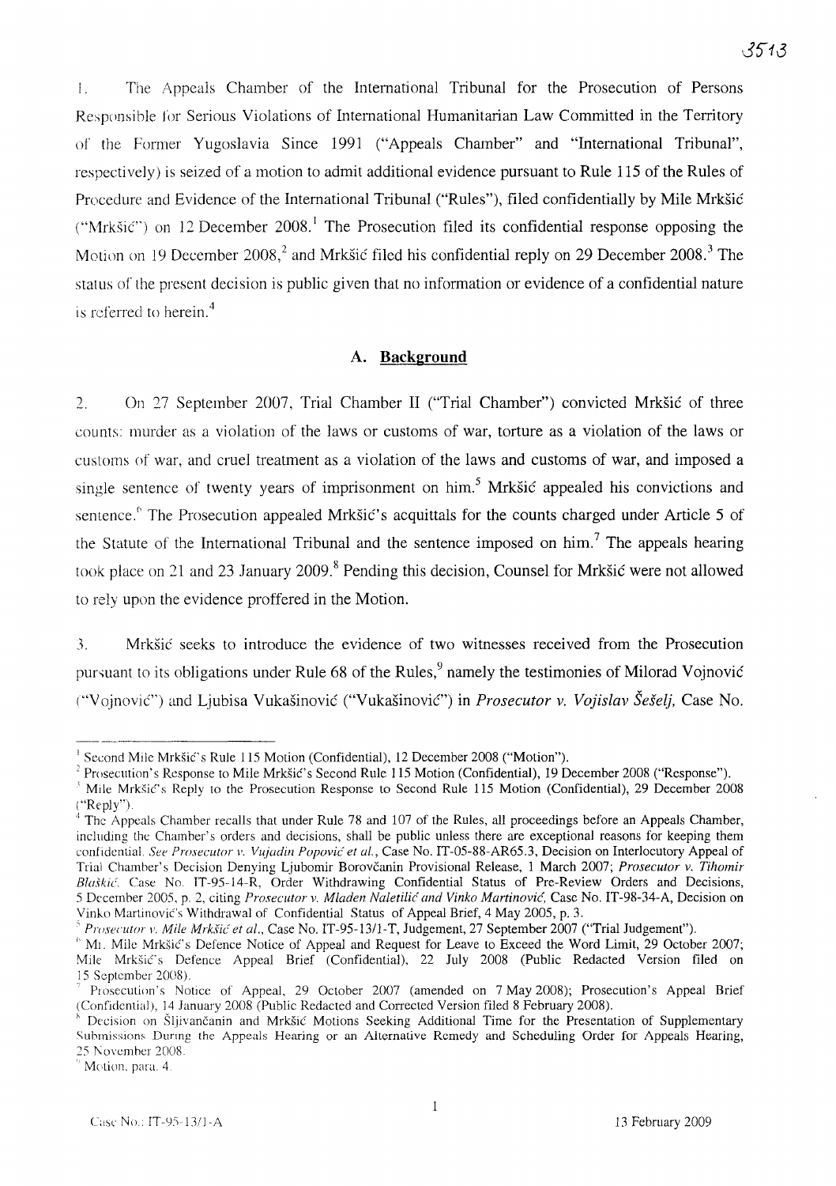1. The Appeals Chamber of the International Tribunal for the Prosecution of Persons Responsible for Serious Violations of International Humanitarian Law Committed in the Territory of the Former Yugoslavia Since 1991 ("Appeals Chamber" and "International Tribunal", respectively) is seized of a motion to admit additional evidence pursuant to Rule 115 of the Rules of Procedure and Evidence of the International Tribunal ("Rules"), filed confidentially by Mile Mrkšić ("Mrkšić") on 12 December 2008.[1] The Prosecution filed its confidential response opposing the Motion on 19 December 2008,[2] and Mrkšić filed his confidential reply on 29 December 2008.[3] The status of the present decision is public given that no information or evidence of a confidential nature is referred to herein.[4]

## A. Background

2. On 27 September 2007, Trial Chamber II ("Trial Chamber") convicted Mrkšić of three counts: murder as a violation of the laws or customs of war, torture as a violation of the laws or customs of war, and cruel treatment as a violation of the laws and customs of war, and imposed a single sentence of twenty years of imprisonment on him.[5] Mrkšić appealed his convictions and sentence.[6] The Prosecution appealed Mrkšić's acquittals for the counts charged under Article 5 of the Statute of the International Tribunal and the sentence imposed on him.[7] The appeals hearing took place on 21 and 23 January 2009.[8] Pending this decision, Counsel for Mrkšić were not allowed to rely upon the evidence proffered in the Motion.

3. Mrkšić seeks to introduce the evidence of two witnesses received from the Prosecution pursuant to its obligations under Rule 68 of the Rules,[9] namely the testimonies of Milorad Vojnović ("Vojnović") and Ljubisa Vukašinović ("Vukašinović") in *Prosecutor v. Vojislav Šešelj,* Case No.

---

[1] Second Mile Mrkšić's Rule 115 Motion (Confidential), 12 December 2008 ("Motion").

[2] Prosecution's Response to Mile Mrkšić's Second Rule 115 Motion (Confidential), 19 December 2008 ("Response").

[3] Mile Mrkšić's Reply to the Prosecution Response to Second Rule 115 Motion (Confidential), 29 December 2008 ("Reply").

[4] The Appeals Chamber recalls that under Rule 78 and 107 of the Rules, all proceedings before an Appeals Chamber, including the Chamber's orders and decisions, shall be public unless there are exceptional reasons for keeping them confidential. *See Prosecutor v. Vujadin Popović et al.*, Case No. IT-05-88-AR65.3, Decision on Interlocutory Appeal of Trial Chamber's Decision Denying Ljubomir Borovčanin Provisional Release, 1 March 2007; *Prosecutor v. Tihomir Blaškić*, Case No. IT-95-14-R, Order Withdrawing Confidential Status of Pre-Review Orders and Decisions, 5 December 2005, p. 2, citing *Prosecutor v. Mladen Naletilić and Vinko Martinović*, Case No. IT-98-34-A, Decision on Vinko Martinović's Withdrawal of Confidential Status of Appeal Brief, 4 May 2005, p. 3.

[5] *Prosecutor v. Mile Mrkšić et al.*, Case No. IT-95-13/1-T, Judgement, 27 September 2007 ("Trial Judgement").

[6] Mr. Mile Mrkšić's Defence Notice of Appeal and Request for Leave to Exceed the Word Limit, 29 October 2007; Mile Mrkšić's Defence Appeal Brief (Confidential), 22 July 2008 (Public Redacted Version filed on 15 September 2008).

[7] Prosecution's Notice of Appeal, 29 October 2007 (amended on 7 May 2008); Prosecution's Appeal Brief (Confidential), 14 January 2008 (Public Redacted and Corrected Version filed 8 February 2008).

[8] Decision on Šljivančanin and Mrkšić Motions Seeking Additional Time for the Presentation of Supplementary Submissions During the Appeals Hearing or an Alternative Remedy and Scheduling Order for Appeals Hearing, 25 November 2008.

[9] Motion, para. 4.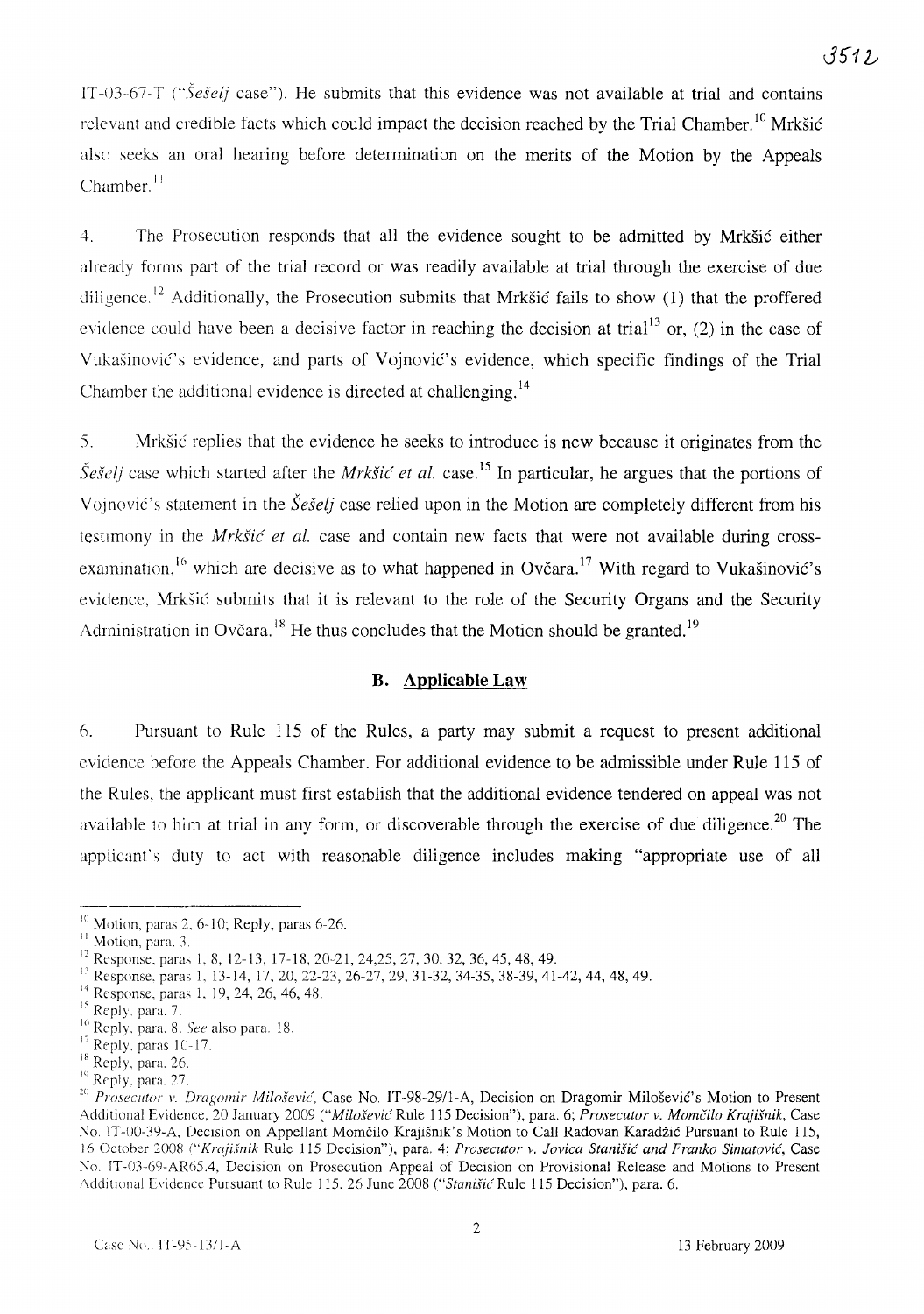IT-03-67-T ("*Šešelj* case"). He submits that this evidence was not available at trial and contains relevant and credible facts which could impact the decision reached by the Trial Chamber.[10] Mrkšić also seeks an oral hearing before determination on the merits of the Motion by the Appeals Chamber.[11]

4. The Prosecution responds that all the evidence sought to be admitted by Mrkšić either already forms part of the trial record or was readily available at trial through the exercise of due diligence.[12] Additionally, the Prosecution submits that Mrkšić fails to show (1) that the proffered evidence could have been a decisive factor in reaching the decision at trial[13] or, (2) in the case of Vukašinović's evidence, and parts of Vojnović's evidence, which specific findings of the Trial Chamber the additional evidence is directed at challenging.[14]

5. Mrkšić replies that the evidence he seeks to introduce is new because it originates from the *Šešelj* case which started after the *Mrkšić et al.* case.[15] In particular, he argues that the portions of Vojnović's statement in the *Šešelj* case relied upon in the Motion are completely different from his testimony in the *Mrkšić et al.* case and contain new facts that were not available during cross-examination,[16] which are decisive as to what happened in Ovčara.[17] With regard to Vukašinović's evidence, Mrkšić submits that it is relevant to the role of the Security Organs and the Security Administration in Ovčara.[18] He thus concludes that the Motion should be granted.[19]

## B. Applicable Law

6. Pursuant to Rule 115 of the Rules, a party may submit a request to present additional evidence before the Appeals Chamber. For additional evidence to be admissible under Rule 115 of the Rules, the applicant must first establish that the additional evidence tendered on appeal was not available to him at trial in any form, or discoverable through the exercise of due diligence.[20] The applicant's duty to act with reasonable diligence includes making "appropriate use of all

---

[10] Motion, paras 2, 6-10; Reply, paras 6-26.

[11] Motion, para. 3.

[12] Response, paras 1, 8, 12-13, 17-18, 20-21, 24,25, 27, 30, 32, 36, 45, 48, 49.

[13] Response, paras 1, 13-14, 17, 20, 22-23, 26-27, 29, 31-32, 34-35, 38-39, 41-42, 44, 48, 49.

[14] Response, paras 1, 19, 24, 26, 46, 48.

[15] Reply, para. 7.

[16] Reply, para. 8. *See* also para. 18.

[17] Reply, paras 10-17.

[18] Reply, para. 26.

[19] Reply, para. 27.

[20] *Prosecutor v. Dragomir Milošević*, Case No. IT-98-29/1-A, Decision on Dragomir Milošević's Motion to Present Additional Evidence, 20 January 2009 ("*Milošević* Rule 115 Decision"), para. 6; *Prosecutor v. Momčilo Krajišnik*, Case No. IT-00-39-A, Decision on Appellant Momčilo Krajišnik's Motion to Call Radovan Karadžić Pursuant to Rule 115, 16 October 2008 ("*Krajišnik* Rule 115 Decision"), para. 4; *Prosecutor v. Jovica Stanišić and Franko Simatović*, Case No. IT-03-69-AR65.4, Decision on Prosecution Appeal of Decision on Provisional Release and Motions to Present Additional Evidence Pursuant to Rule 115, 26 June 2008 ("*Stanišić* Rule 115 Decision"), para. 6.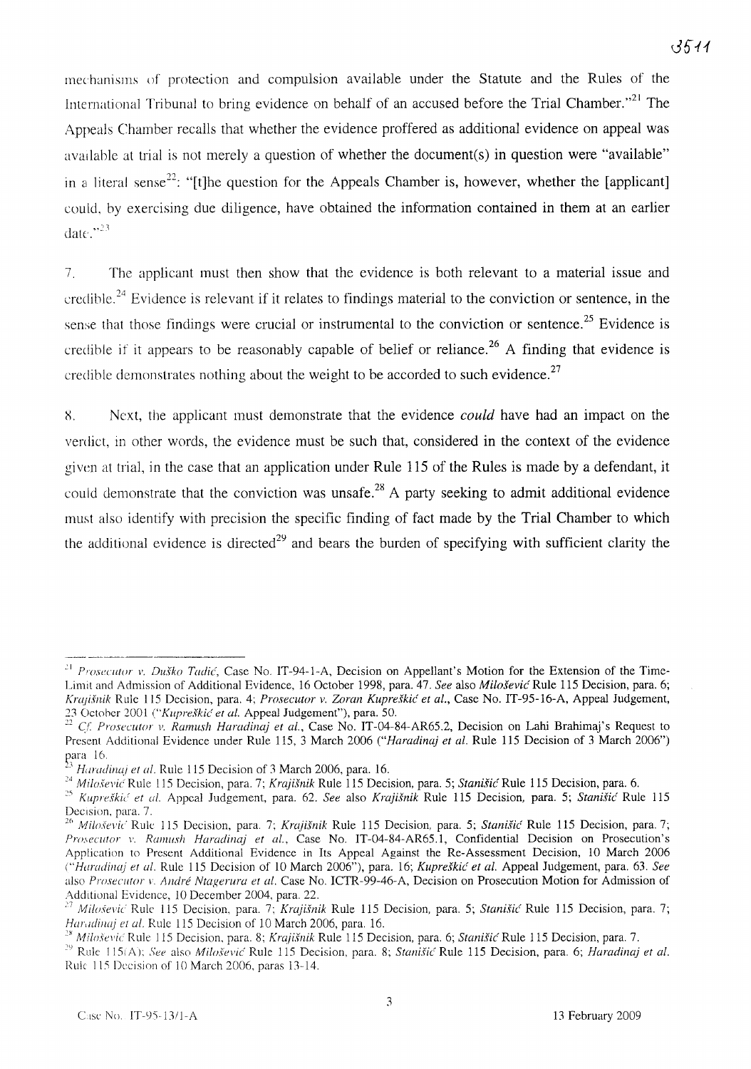mechanisms of protection and compulsion available under the Statute and the Rules of the International Tribunal to bring evidence on behalf of an accused before the Trial Chamber."[21] The Appeals Chamber recalls that whether the evidence proffered as additional evidence on appeal was available at trial is not merely a question of whether the document(s) in question were "available" in a literal sense[22]: "[t]he question for the Appeals Chamber is, however, whether the [applicant] could, by exercising due diligence, have obtained the information contained in them at an earlier date."[23]

7. The applicant must then show that the evidence is both relevant to a material issue and credible.[24] Evidence is relevant if it relates to findings material to the conviction or sentence, in the sense that those findings were crucial or instrumental to the conviction or sentence.[25] Evidence is credible if it appears to be reasonably capable of belief or reliance.[26] A finding that evidence is credible demonstrates nothing about the weight to be accorded to such evidence.[27]

8. Next, the applicant must demonstrate that the evidence *could* have had an impact on the verdict, in other words, the evidence must be such that, considered in the context of the evidence given at trial, in the case that an application under Rule 115 of the Rules is made by a defendant, it could demonstrate that the conviction was unsafe.[28] A party seeking to admit additional evidence must also identify with precision the specific finding of fact made by the Trial Chamber to which the additional evidence is directed[29] and bears the burden of specifying with sufficient clarity the

---

[21] *Prosecutor v. Duško Tadić*, Case No. IT-94-1-A, Decision on Appellant's Motion for the Extension of the Time-Limit and Admission of Additional Evidence, 16 October 1998, para. 47. *See* also *Milošević* Rule 115 Decision, para. 6; *Krajišnik* Rule 115 Decision, para. 4; *Prosecutor v. Zoran Kupreškić et al.*, Case No. IT-95-16-A, Appeal Judgement, 23 October 2001 ("*Kupreškić et al.* Appeal Judgement"), para. 50.

[22] *Cf. Prosecutor v. Ramush Haradinaj et al.*, Case No. IT-04-84-AR65.2, Decision on Lahi Brahimaj's Request to Present Additional Evidence under Rule 115, 3 March 2006 ("*Haradinaj et al.* Rule 115 Decision of 3 March 2006") para. 16.

[23] *Haradinaj et al.* Rule 115 Decision of 3 March 2006, para. 16.

[24] *Milošević* Rule 115 Decision, para. 7; *Krajišnik* Rule 115 Decision, para. 5; *Stanišić* Rule 115 Decision, para. 6.

[25] *Kupreškić et al.* Appeal Judgement, para. 62. *See* also *Krajišnik* Rule 115 Decision, para. 5; *Stanišić* Rule 115 Decision, para. 7.

[26] *Milošević* Rule 115 Decision, para. 7; *Krajišnik* Rule 115 Decision, para. 5; *Stanišić* Rule 115 Decision, para. 7; *Prosecutor v. Ramush Haradinaj et al.*, Case No. IT-04-84-AR65.1, Confidential Decision on Prosecution's Application to Present Additional Evidence in Its Appeal Against the Re-Assessment Decision, 10 March 2006 ("*Haradinaj et al.* Rule 115 Decision of 10 March 2006"), para. 16; *Kupreškić et al.* Appeal Judgement, para. 63. *See* also *Prosecutor v. André Ntagerura et al.* Case No. ICTR-99-46-A, Decision on Prosecution Motion for Admission of Additional Evidence, 10 December 2004, para. 22.

[27] *Milošević* Rule 115 Decision, para. 7; *Krajišnik* Rule 115 Decision, para. 5; *Stanišić* Rule 115 Decision, para. 7; *Haradinaj et al.* Rule 115 Decision of 10 March 2006, para. 16.

[28] *Milošević* Rule 115 Decision, para. 8; *Krajišnik* Rule 115 Decision, para. 6; *Stanišić* Rule 115 Decision, para. 7.

[29] Rule 115(A); *See* also *Milošević* Rule 115 Decision, para. 8; *Stanišić* Rule 115 Decision, para. 6; *Haradinaj et al.* Rule 115 Decision of 10 March 2006, paras 13-14.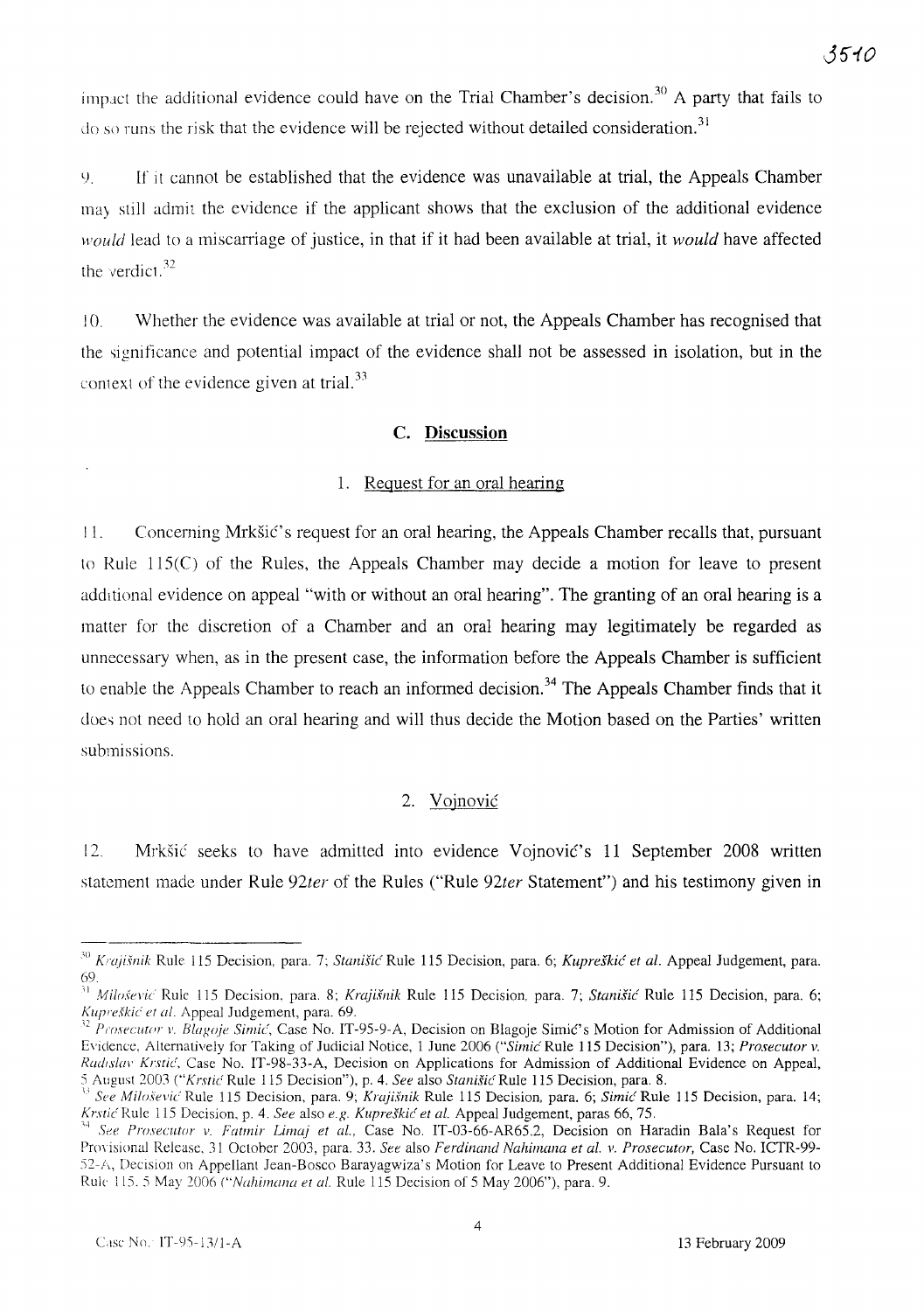impact the additional evidence could have on the Trial Chamber's decision.[30] A party that fails to do so runs the risk that the evidence will be rejected without detailed consideration.[31]

9. If it cannot be established that the evidence was unavailable at trial, the Appeals Chamber may still admit the evidence if the applicant shows that the exclusion of the additional evidence *would* lead to a miscarriage of justice, in that if it had been available at trial, it *would* have affected the verdict.[32]

10. Whether the evidence was available at trial or not, the Appeals Chamber has recognised that the significance and potential impact of the evidence shall not be assessed in isolation, but in the context of the evidence given at trial.[33]

## C. Discussion

### 1. Request for an oral hearing

11. Concerning Mrkšić's request for an oral hearing, the Appeals Chamber recalls that, pursuant to Rule 115(C) of the Rules, the Appeals Chamber may decide a motion for leave to present additional evidence on appeal "with or without an oral hearing". The granting of an oral hearing is a matter for the discretion of a Chamber and an oral hearing may legitimately be regarded as unnecessary when, as in the present case, the information before the Appeals Chamber is sufficient to enable the Appeals Chamber to reach an informed decision.[34] The Appeals Chamber finds that it does not need to hold an oral hearing and will thus decide the Motion based on the Parties' written submissions.

### 2. Vojnović

12. Mrkšić seeks to have admitted into evidence Vojnović's 11 September 2008 written statement made under Rule 92*ter* of the Rules ("Rule 92*ter* Statement") and his testimony given in

---

[30] *Krajišnik* Rule 115 Decision, para. 7; *Stanišić* Rule 115 Decision, para. 6; *Kupreškić et al.* Appeal Judgement, para. 69.

[31] *Milošević* Rule 115 Decision, para. 8; *Krajišnik* Rule 115 Decision, para. 7; *Stanišić* Rule 115 Decision, para. 6; *Kupreškić et al.* Appeal Judgement, para. 69.

[32] *Prosecutor v. Blagoje Simić*, Case No. IT-95-9-A, Decision on Blagoje Simić's Motion for Admission of Additional Evidence, Alternatively for Taking of Judicial Notice, 1 June 2006 ("*Simić* Rule 115 Decision"), para. 13; *Prosecutor v. Radislav Krstić*, Case No. IT-98-33-A, Decision on Applications for Admission of Additional Evidence on Appeal, 5 August 2003 ("*Krstić* Rule 115 Decision"), p. 4. *See* also *Stanišić* Rule 115 Decision, para. 8.

[33] *See Milošević* Rule 115 Decision, para. 9; *Krajišnik* Rule 115 Decision, para. 6; *Simić* Rule 115 Decision, para. 14; *Krstić* Rule 115 Decision, p. 4. *See* also *e.g. Kupreškić et al.* Appeal Judgement, paras 66, 75.

[34] *See Prosecutor v. Fatmir Limaj et al.*, Case No. IT-03-66-AR65.2, Decision on Haradin Bala's Request for Provisional Release, 31 October 2003, para. 33. *See* also *Ferdinand Nahimana et al. v. Prosecutor*, Case No. ICTR-99-52-A, Decision on Appellant Jean-Bosco Barayagwiza's Motion for Leave to Present Additional Evidence Pursuant to Rule 115, 5 May 2006 ("*Nahimana et al.* Rule 115 Decision of 5 May 2006"), para. 9.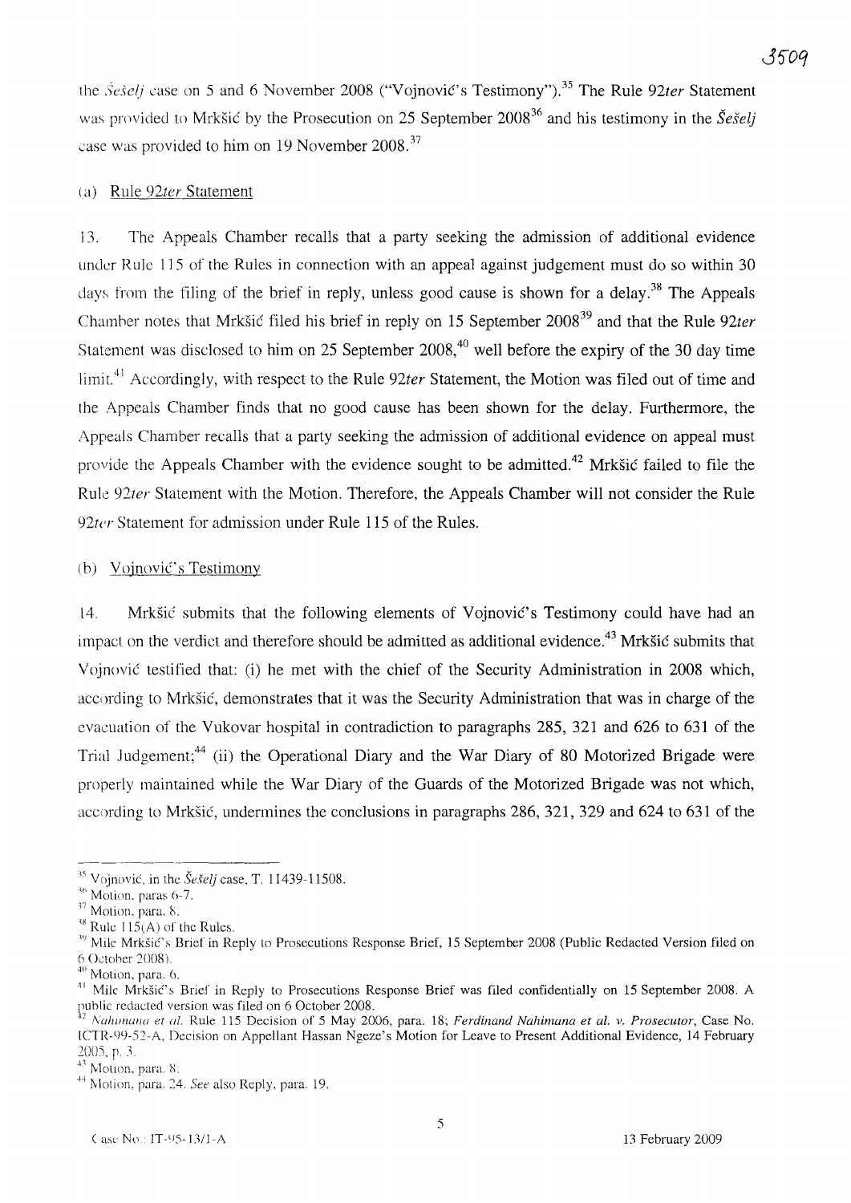the *Šešelj* case on 5 and 6 November 2008 ("Vojnović's Testimony").[35] The Rule 92*ter* Statement was provided to Mrkšić by the Prosecution on 25 September 2008[36] and his testimony in the *Šešelj* case was provided to him on 19 November 2008.[37]

(a) Rule 92*ter* Statement

13. The Appeals Chamber recalls that a party seeking the admission of additional evidence under Rule 115 of the Rules in connection with an appeal against judgement must do so within 30 days from the filing of the brief in reply, unless good cause is shown for a delay.[38] The Appeals Chamber notes that Mrkšić filed his brief in reply on 15 September 2008[39] and that the Rule 92*ter* Statement was disclosed to him on 25 September 2008,[40] well before the expiry of the 30 day time limit.[41] Accordingly, with respect to the Rule 92*ter* Statement, the Motion was filed out of time and the Appeals Chamber finds that no good cause has been shown for the delay. Furthermore, the Appeals Chamber recalls that a party seeking the admission of additional evidence on appeal must provide the Appeals Chamber with the evidence sought to be admitted.[42] Mrkšić failed to file the Rule 92*ter* Statement with the Motion. Therefore, the Appeals Chamber will not consider the Rule 92*ter* Statement for admission under Rule 115 of the Rules.

(b) Vojnović's Testimony

14. Mrkšić submits that the following elements of Vojnović's Testimony could have had an impact on the verdict and therefore should be admitted as additional evidence.[43] Mrkšić submits that Vojnović testified that: (i) he met with the chief of the Security Administration in 2008 which, according to Mrkšić, demonstrates that it was the Security Administration that was in charge of the evacuation of the Vukovar hospital in contradiction to paragraphs 285, 321 and 626 to 631 of the Trial Judgement;[44] (ii) the Operational Diary and the War Diary of 80 Motorized Brigade were properly maintained while the War Diary of the Guards of the Motorized Brigade was not which, according to Mrkšić, undermines the conclusions in paragraphs 286, 321, 329 and 624 to 631 of the

---

[35] Vojnović, in the *Šešelj* case, T. 11439-11508.

[36] Motion, paras 6-7.

[37] Motion, para. 8.

[38] Rule 115(A) of the Rules.

[39] Mile Mrkšić's Brief in Reply to Prosecutions Response Brief, 15 September 2008 (Public Redacted Version filed on 6 October 2008).

[40] Motion, para. 6.

[41] Mile Mrkšić's Brief in Reply to Prosecutions Response Brief was filed confidentially on 15 September 2008. A public redacted version was filed on 6 October 2008.

[42] *Nahimana et al.* Rule 115 Decision of 5 May 2006, para. 18; *Ferdinand Nahimana et al. v. Prosecutor*, Case No. ICTR-99-52-A, Decision on Appellant Hassan Ngeze's Motion for Leave to Present Additional Evidence, 14 February 2005, p. 3.

[43] Motion, para. 8.

[44] Motion, para. 24. *See* also Reply, para. 19.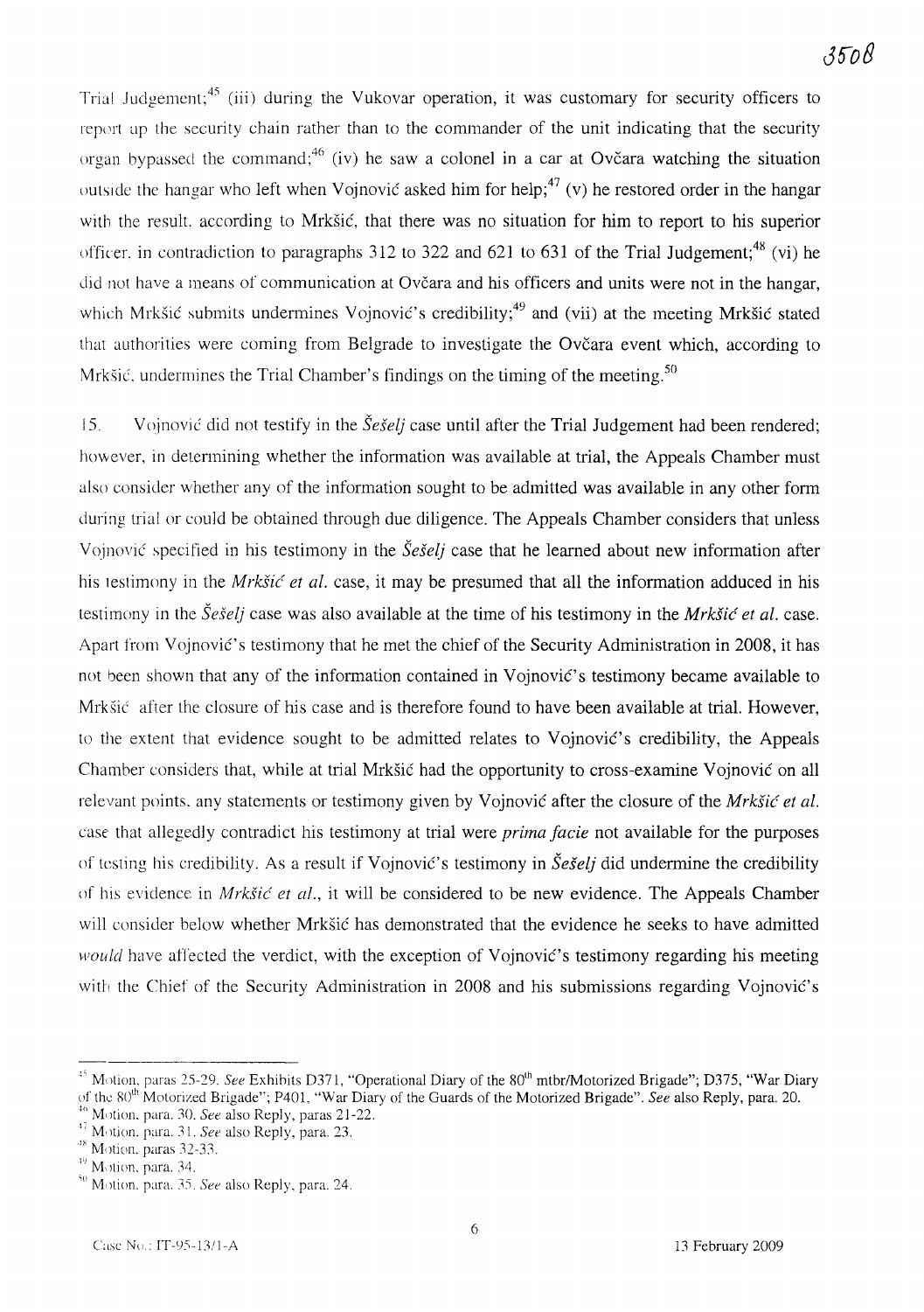Trial Judgement;[45] (iii) during the Vukovar operation, it was customary for security officers to report up the security chain rather than to the commander of the unit indicating that the security organ bypassed the command;[46] (iv) he saw a colonel in a car at Ovčara watching the situation outside the hangar who left when Vojnović asked him for help;[47] (v) he restored order in the hangar with the result, according to Mrkšić, that there was no situation for him to report to his superior officer, in contradiction to paragraphs 312 to 322 and 621 to 631 of the Trial Judgement;[48] (vi) he did not have a means of communication at Ovčara and his officers and units were not in the hangar, which Mrkšić submits undermines Vojnović's credibility;[49] and (vii) at the meeting Mrkšić stated that authorities were coming from Belgrade to investigate the Ovčara event which, according to Mrkšić, undermines the Trial Chamber's findings on the timing of the meeting.[50]

15. Vojnović did not testify in the *Šešelj* case until after the Trial Judgement had been rendered; however, in determining whether the information was available at trial, the Appeals Chamber must also consider whether any of the information sought to be admitted was available in any other form during trial or could be obtained through due diligence. The Appeals Chamber considers that unless Vojnović specified in his testimony in the *Šešelj* case that he learned about new information after his testimony in the *Mrkšić et al.* case, it may be presumed that all the information adduced in his testimony in the *Šešelj* case was also available at the time of his testimony in the *Mrkšić et al.* case. Apart from Vojnović's testimony that he met the chief of the Security Administration in 2008, it has not been shown that any of the information contained in Vojnović's testimony became available to Mrkšić after the closure of his case and is therefore found to have been available at trial. However, to the extent that evidence sought to be admitted relates to Vojnović's credibility, the Appeals Chamber considers that, while at trial Mrkšić had the opportunity to cross-examine Vojnović on all relevant points, any statements or testimony given by Vojnović after the closure of the *Mrkšić et al.* case that allegedly contradict his testimony at trial were *prima facie* not available for the purposes of testing his credibility. As a result if Vojnović's testimony in *Šešelj* did undermine the credibility of his evidence in *Mrkšić et al.*, it will be considered to be new evidence. The Appeals Chamber will consider below whether Mrkšić has demonstrated that the evidence he seeks to have admitted *would* have affected the verdict, with the exception of Vojnović's testimony regarding his meeting with the Chief of the Security Administration in 2008 and his submissions regarding Vojnović's

---

[45] Motion, paras 25-29. *See* Exhibits D371, "Operational Diary of the 80[th] mtbr/Motorized Brigade"; D375, "War Diary of the 80[th] Motorized Brigade"; P401, "War Diary of the Guards of the Motorized Brigade". *See* also Reply, para. 20.

[46] Motion, para. 30. *See* also Reply, paras 21-22.

[47] Motion, para. 31. *See* also Reply, para. 23.

[48] Motion, paras 32-33.

[49] Motion, para. 34.

[50] Motion, para. 35. *See* also Reply, para. 24.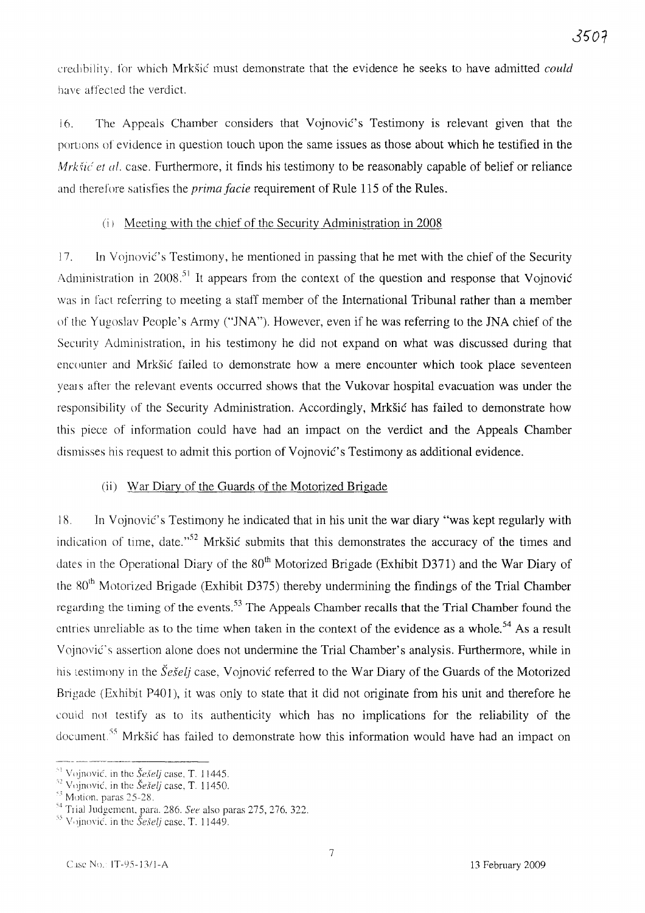credibility, for which Mrkšić must demonstrate that the evidence he seeks to have admitted *could* have affected the verdict.

16. The Appeals Chamber considers that Vojnović's Testimony is relevant given that the portions of evidence in question touch upon the same issues as those about which he testified in the *Mrkšić et al.* case. Furthermore, it finds his testimony to be reasonably capable of belief or reliance and therefore satisfies the *prima facie* requirement of Rule 115 of the Rules.

(i) Meeting with the chief of the Security Administration in 2008

17. In Vojnović's Testimony, he mentioned in passing that he met with the chief of the Security Administration in 2008.[51] It appears from the context of the question and response that Vojnović was in fact referring to meeting a staff member of the International Tribunal rather than a member of the Yugoslav People's Army ("JNA"). However, even if he was referring to the JNA chief of the Security Administration, in his testimony he did not expand on what was discussed during that encounter and Mrkšić failed to demonstrate how a mere encounter which took place seventeen years after the relevant events occurred shows that the Vukovar hospital evacuation was under the responsibility of the Security Administration. Accordingly, Mrkšić has failed to demonstrate how this piece of information could have had an impact on the verdict and the Appeals Chamber dismisses his request to admit this portion of Vojnović's Testimony as additional evidence.

(ii) War Diary of the Guards of the Motorized Brigade

18. In Vojnović's Testimony he indicated that in his unit the war diary "was kept regularly with indication of time, date."[52] Mrkšić submits that this demonstrates the accuracy of the times and dates in the Operational Diary of the 80th Motorized Brigade (Exhibit D371) and the War Diary of the 80th Motorized Brigade (Exhibit D375) thereby undermining the findings of the Trial Chamber regarding the timing of the events.[53] The Appeals Chamber recalls that the Trial Chamber found the entries unreliable as to the time when taken in the context of the evidence as a whole.[54] As a result Vojnović's assertion alone does not undermine the Trial Chamber's analysis. Furthermore, while in his testimony in the *Šešelj* case, Vojnović referred to the War Diary of the Guards of the Motorized Brigade (Exhibit P401), it was only to state that it did not originate from his unit and therefore he could not testify as to its authenticity which has no implications for the reliability of the document.[55] Mrkšić has failed to demonstrate how this information would have had an impact on

---

[51] Vojnović, in the *Šešelj* case, T. 11445.
[52] Vojnović, in the *Šešelj* case, T. 11450.
[53] Motion, paras 25-28.
[54] Trial Judgement, para. 286. *See* also paras 275, 276, 322.
[55] Vojnović, in the *Šešelj* case, T. 11449.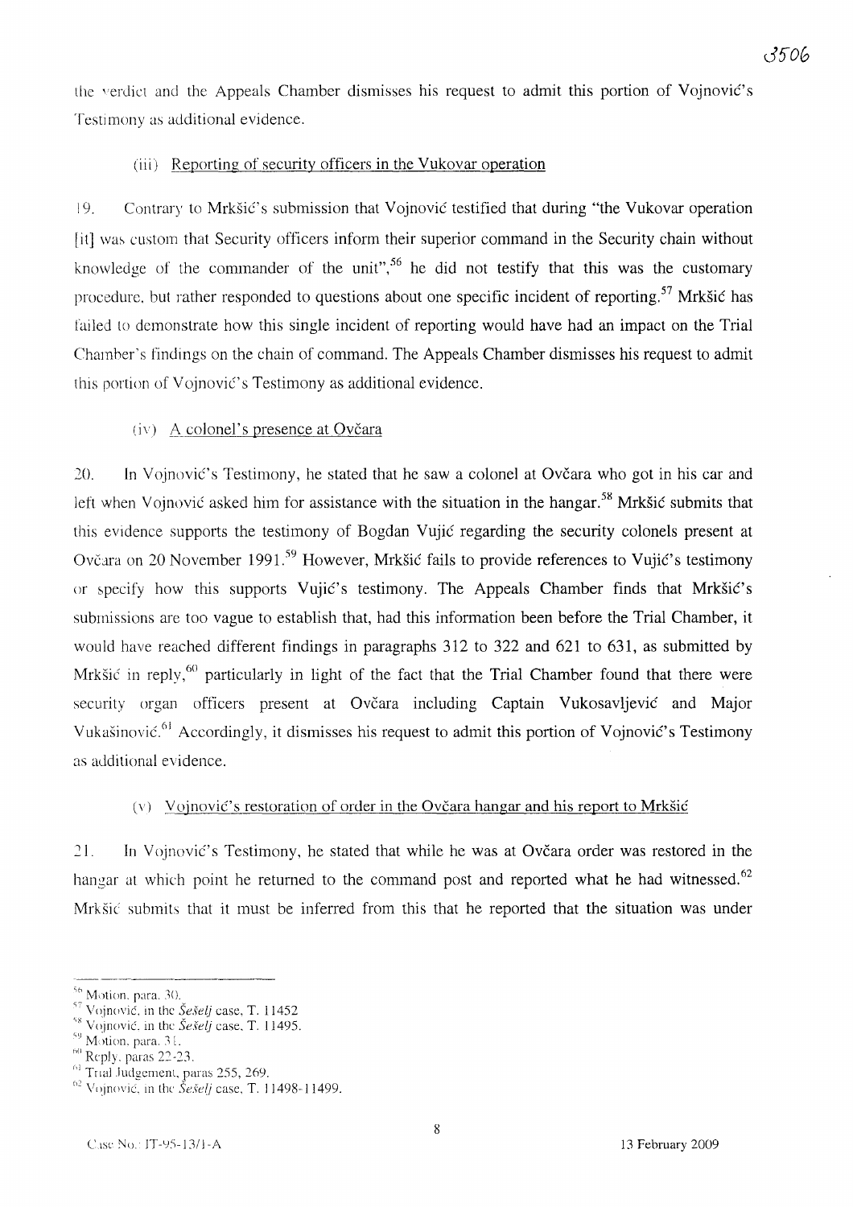the verdict and the Appeals Chamber dismisses his request to admit this portion of Vojnović's Testimony as additional evidence.

(iii) Reporting of security officers in the Vukovar operation

19. Contrary to Mrkšić's submission that Vojnović testified that during "the Vukovar operation [it] was custom that Security officers inform their superior command in the Security chain without knowledge of the commander of the unit",[56] he did not testify that this was the customary procedure, but rather responded to questions about one specific incident of reporting.[57] Mrkšić has failed to demonstrate how this single incident of reporting would have had an impact on the Trial Chamber's findings on the chain of command. The Appeals Chamber dismisses his request to admit this portion of Vojnović's Testimony as additional evidence.

(iv) A colonel's presence at Ovčara

20. In Vojnović's Testimony, he stated that he saw a colonel at Ovčara who got in his car and left when Vojnović asked him for assistance with the situation in the hangar.[58] Mrkšić submits that this evidence supports the testimony of Bogdan Vujić regarding the security colonels present at Ovčara on 20 November 1991.[59] However, Mrkšić fails to provide references to Vujić's testimony or specify how this supports Vujić's testimony. The Appeals Chamber finds that Mrkšić's submissions are too vague to establish that, had this information been before the Trial Chamber, it would have reached different findings in paragraphs 312 to 322 and 621 to 631, as submitted by Mrkšić in reply,[60] particularly in light of the fact that the Trial Chamber found that there were security organ officers present at Ovčara including Captain Vukosavljević and Major Vukašinović.[61] Accordingly, it dismisses his request to admit this portion of Vojnović's Testimony as additional evidence.

(v) Vojnović's restoration of order in the Ovčara hangar and his report to Mrkšić

21. In Vojnović's Testimony, he stated that while he was at Ovčara order was restored in the hangar at which point he returned to the command post and reported what he had witnessed.[62] Mrkšić submits that it must be inferred from this that he reported that the situation was under

---

[56] Motion, para. 30.
[57] Vojnović, in the *Šešelj* case, T. 11452
[58] Vojnović, in the *Šešelj* case, T. 11495.
[59] Motion, para. 31.
[60] Reply, paras 22-23.
[61] Trial Judgement, paras 255, 269.
[62] Vojnović, in the *Šešelj* case, T. 11498-11499.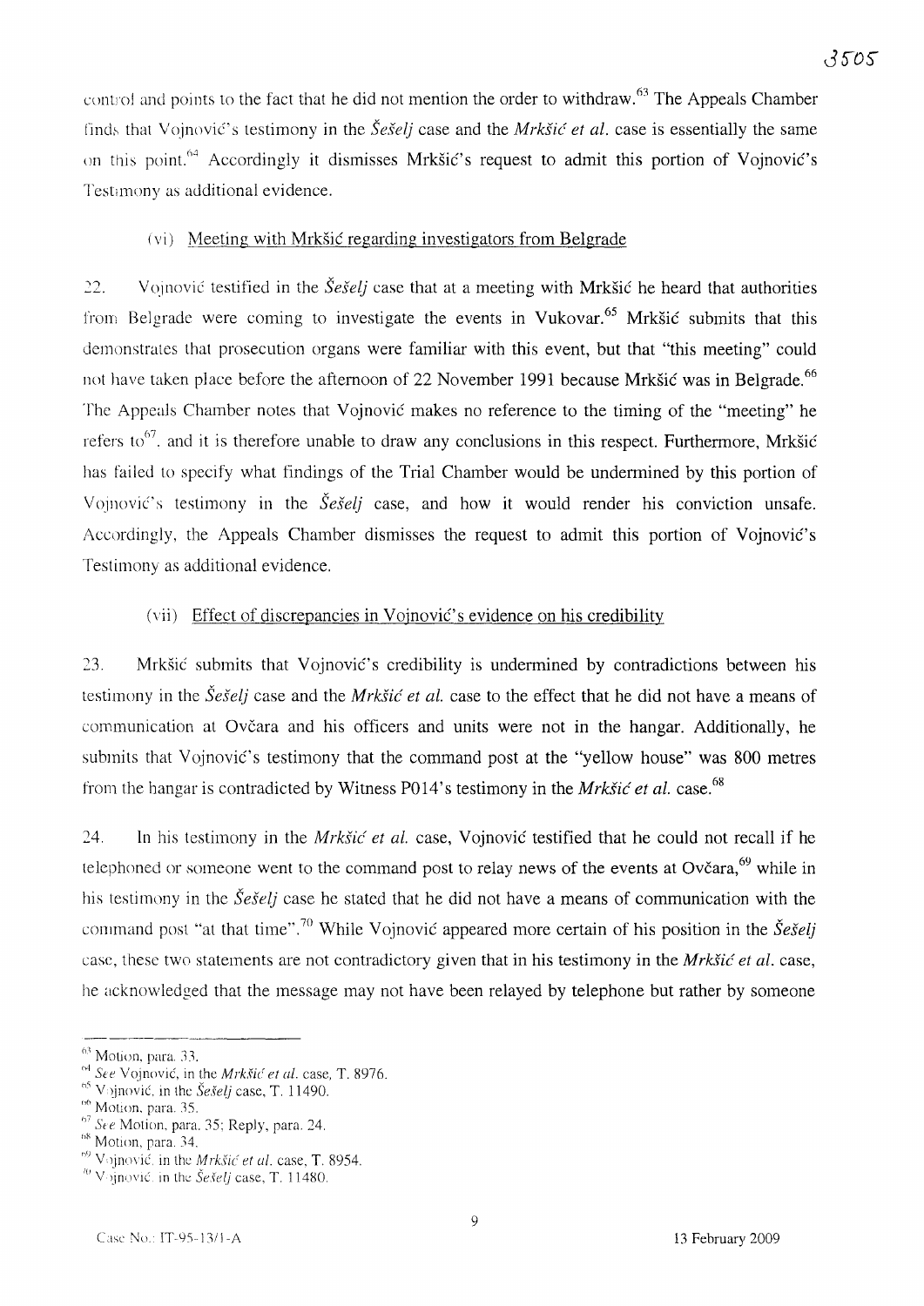control and points to the fact that he did not mention the order to withdraw.[63] The Appeals Chamber finds that Vojnović's testimony in the *Šešelj* case and the *Mrkšić et al.* case is essentially the same on this point.[64] Accordingly it dismisses Mrkšić's request to admit this portion of Vojnović's Testimony as additional evidence.

(vi) Meeting with Mrkšić regarding investigators from Belgrade

22. Vojnović testified in the *Šešelj* case that at a meeting with Mrkšić he heard that authorities from Belgrade were coming to investigate the events in Vukovar.[65] Mrkšić submits that this demonstrates that prosecution organs were familiar with this event, but that "this meeting" could not have taken place before the afternoon of 22 November 1991 because Mrkšić was in Belgrade.[66] The Appeals Chamber notes that Vojnović makes no reference to the timing of the "meeting" he refers to[67], and it is therefore unable to draw any conclusions in this respect. Furthermore, Mrkšić has failed to specify what findings of the Trial Chamber would be undermined by this portion of Vojnović's testimony in the *Šešelj* case, and how it would render his conviction unsafe. Accordingly, the Appeals Chamber dismisses the request to admit this portion of Vojnović's Testimony as additional evidence.

(vii) Effect of discrepancies in Vojnović's evidence on his credibility

23. Mrkšić submits that Vojnović's credibility is undermined by contradictions between his testimony in the *Šešelj* case and the *Mrkšić et al.* case to the effect that he did not have a means of communication at Ovčara and his officers and units were not in the hangar. Additionally, he submits that Vojnović's testimony that the command post at the "yellow house" was 800 metres from the hangar is contradicted by Witness P014's testimony in the *Mrkšić et al.* case.[68]

24. In his testimony in the *Mrkšić et al.* case, Vojnović testified that he could not recall if he telephoned or someone went to the command post to relay news of the events at Ovčara,[69] while in his testimony in the *Šešelj* case he stated that he did not have a means of communication with the command post "at that time".[70] While Vojnović appeared more certain of his position in the *Šešelj* case, these two statements are not contradictory given that in his testimony in the *Mrkšić et al.* case, he acknowledged that the message may not have been relayed by telephone but rather by someone

---

[63] Motion, para. 33.
[64] *See* Vojnović, in the *Mrkšić et al.* case, T. 8976.
[65] Vojnović, in the *Šešelj* case, T. 11490.
[66] Motion, para. 35.
[67] *See* Motion, para. 35; Reply, para. 24.
[68] Motion, para. 34.
[69] Vojnović, in the *Mrkšić et al.* case, T. 8954.
[70] Vojnović, in the *Šešelj* case, T. 11480.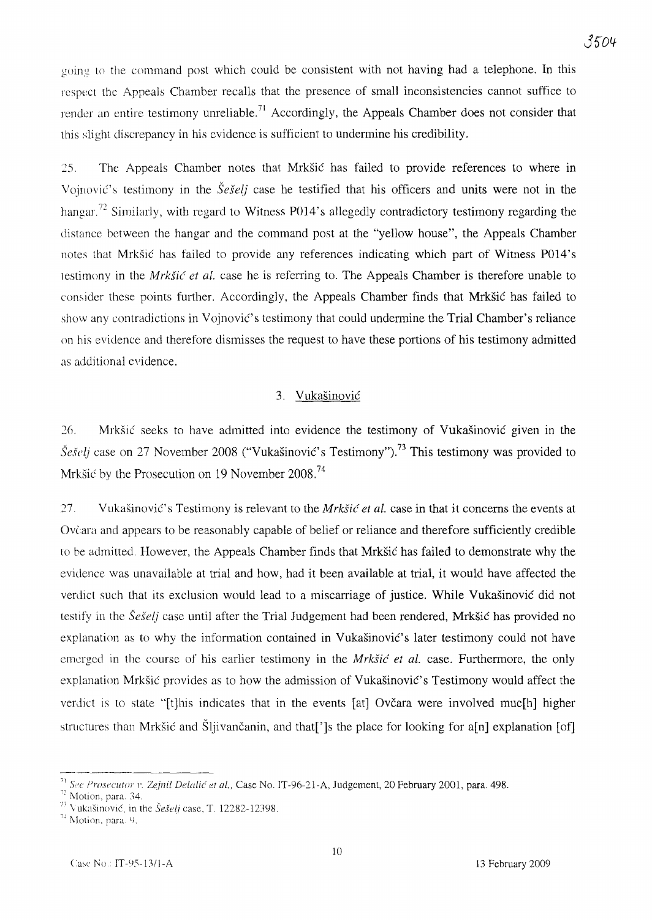going to the command post which could be consistent with not having had a telephone. In this respect the Appeals Chamber recalls that the presence of small inconsistencies cannot suffice to render an entire testimony unreliable.[71] Accordingly, the Appeals Chamber does not consider that this slight discrepancy in his evidence is sufficient to undermine his credibility.

25. The Appeals Chamber notes that Mrkšić has failed to provide references to where in Vojnović's testimony in the *Šešelj* case he testified that his officers and units were not in the hangar.[72] Similarly, with regard to Witness P014's allegedly contradictory testimony regarding the distance between the hangar and the command post at the "yellow house", the Appeals Chamber notes that Mrkšić has failed to provide any references indicating which part of Witness P014's testimony in the *Mrkšić et al.* case he is referring to. The Appeals Chamber is therefore unable to consider these points further. Accordingly, the Appeals Chamber finds that Mrkšić has failed to show any contradictions in Vojnović's testimony that could undermine the Trial Chamber's reliance on his evidence and therefore dismisses the request to have these portions of his testimony admitted as additional evidence.

### 3. Vukašinović

26. Mrkšić seeks to have admitted into evidence the testimony of Vukašinović given in the *Šešelj* case on 27 November 2008 ("Vukašinović's Testimony").[73] This testimony was provided to Mrkšić by the Prosecution on 19 November 2008.[74]

27. Vukašinović's Testimony is relevant to the *Mrkšić et al.* case in that it concerns the events at Ovčara and appears to be reasonably capable of belief or reliance and therefore sufficiently credible to be admitted. However, the Appeals Chamber finds that Mrkšić has failed to demonstrate why the evidence was unavailable at trial and how, had it been available at trial, it would have affected the verdict such that its exclusion would lead to a miscarriage of justice. While Vukašinović did not testify in the *Šešelj* case until after the Trial Judgement had been rendered, Mrkšić has provided no explanation as to why the information contained in Vukašinović's later testimony could not have emerged in the course of his earlier testimony in the *Mrkšić et al.* case. Furthermore, the only explanation Mrkšić provides as to how the admission of Vukašinović's Testimony would affect the verdict is to state "[t]his indicates that in the events [at] Ovčara were involved muc[h] higher structures than Mrkšić and Šljivančanin, and that[']s the place for looking for a[n] explanation [of]

---

[71] *See Prosecutor v. Zejnil Delalić et al.*, Case No. IT-96-21-A, Judgement, 20 February 2001, para. 498.

[72] Motion, para. 34.

[73] Vukašinović, in the *Šešelj* case, T. 12282-12398.

[74] Motion, para. 9.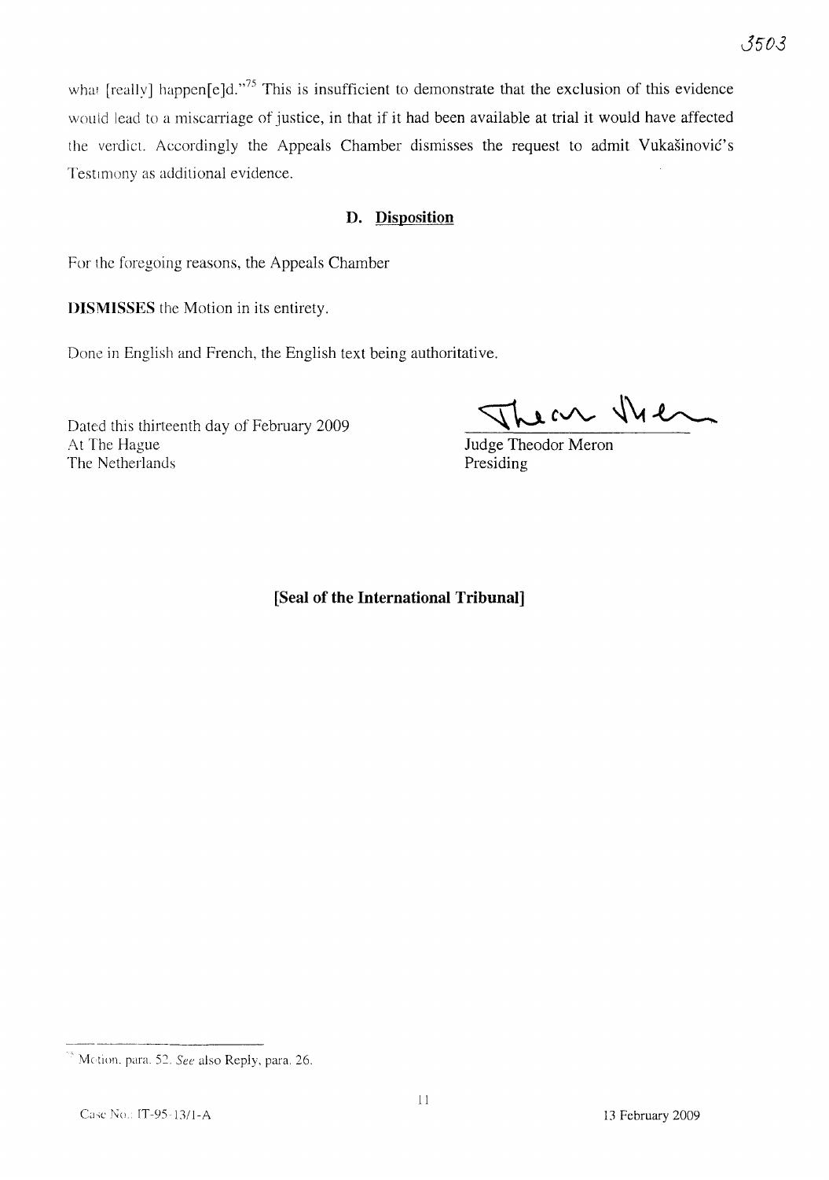what [really] happen[e]d."[75] This is insufficient to demonstrate that the exclusion of this evidence would lead to a miscarriage of justice, in that if it had been available at trial it would have affected the verdict. Accordingly the Appeals Chamber dismisses the request to admit Vukašinović's Testimony as additional evidence.

### D. Disposition

For the foregoing reasons, the Appeals Chamber

**DISMISSES** the Motion in its entirety.

Done in English and French, the English text being authoritative.

Dated this thirteenth day of February 2009
At The Hague
The Netherlands

Judge Theodor Meron
Presiding

**[Seal of the International Tribunal]**

---

[75] Motion, para. 52. *See* also Reply, para. 26.